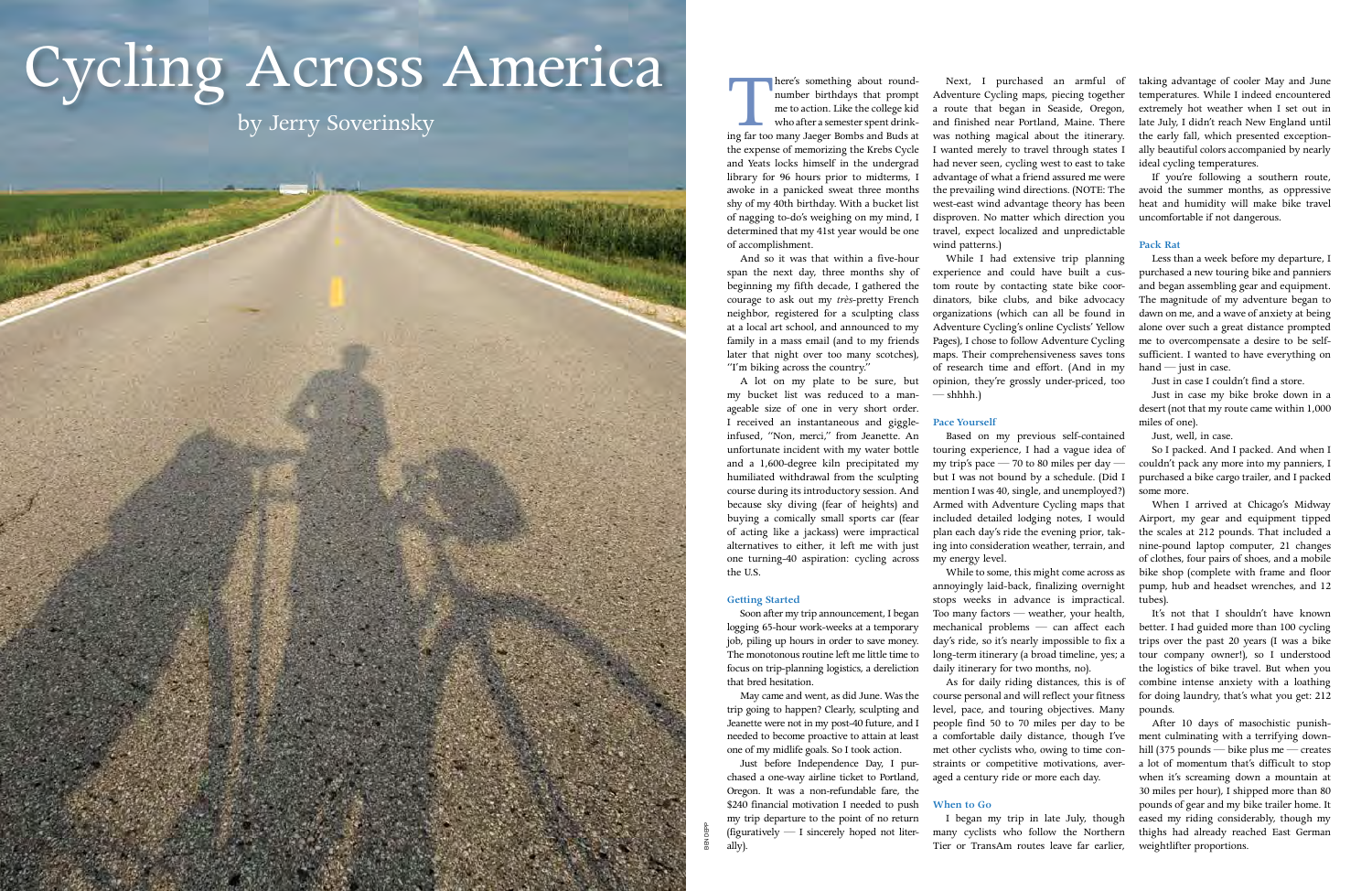# Cycling Across America

by Jerry Soverinsky

There's something about round-number birthdays that prompt me to action. Like the college kid who after a semester spent drinking far too many Jaeger Bombs and Buds at the expense of memorizing the Krebs Cycle and Yeats locks himself in the undergrad library for 96 hours prior to midterms, I awoke in a panicked sweat three months shy of my 40th birthday. With a bucket list of nagging to-do's weighing on my mind, I determined that my 41st year would be one of accomplishment.

And so it was that within a five-hour span the next day, three months shy of beginning my fifth decade, I gathered the courage to ask out my *très*-pretty French neighbor, registered for a sculpting class at a local art school, and announced to my family in a mass email (and to my friends later that night over too many scotches), "I'm biking across the country."

A lot on my plate to be sure, but my bucket list was reduced to a manageable size of one in very short order. I received an instantaneous and giggle-infused, "Non, merci," from Jeanette. An unfortunate incident with my water bottle and a 1,600-degree kiln precipitated my humiliated withdrawal from the sculpting course during its introductory session. And because sky diving (fear of heights) and buying a comically small sports car (fear of acting like a jackass) were impractical alternatives to either, it left me with just one turning-40 aspiration: cycling across the U.S.

### Getting Started

Soon after my trip announcement, I began logging 65-hour work-weeks at a temporary job, piling up hours in order to save money. The monotonous routine left me little time to focus on trip-planning logistics, a dereliction that bred hesitation.

May came and went, as did June. Was the trip going to happen? Clearly, sculpting and Jeanette were not in my post-40 future, and I needed to become proactive to attain at least one of my midlife goals. So I took action.

Just before Independence Day, I purchased a one-way airline ticket to Portland, Oregon. It was a non-refundable fare, the $240 financial motivation I needed to push my trip departure to the point of no return (figuratively — I sincerely hoped not literally).

Next, I purchased an armful of Adventure Cycling maps, piecing together a route that began in Seaside, Oregon, and finished near Portland, Maine. There was nothing magical about the itinerary. I wanted merely to travel through states I had never seen, cycling west to east to take advantage of what a friend assured me were the prevailing wind directions. (NOTE: The west-east wind advantage theory has been disproven. No matter which direction you travel, expect localized and unpredictable wind patterns.)

While I had extensive trip planning experience and could have built a custom route by contacting state bike coordinators, bike clubs, and bike advocacy organizations (which can all be found in Adventure Cycling's online Cyclists' Yellow Pages), I chose to follow Adventure Cycling maps. Their comprehensiveness saves tons of research time and effort. (And in my opinion, they're grossly under-priced, too — shhhh.)

### Pace Yourself

Based on my previous self-contained touring experience, I had a vague idea of my trip's pace — 70 to 80 miles per day — but I was not bound by a schedule. (Did I mention I was 40, single, and unemployed?) Armed with Adventure Cycling maps that included detailed lodging notes, I would plan each day's ride the evening prior, taking into consideration weather, terrain, and my energy level.

While to some, this might come across as annoyingly laid-back, finalizing overnight stops weeks in advance is impractical. Too many factors — weather, your health, mechanical problems — can affect each day's ride, so it's nearly impossible to fix a long-term itinerary (a broad timeline, yes; a daily itinerary for two months, no).

As for daily riding distances, this is of course personal and will reflect your fitness level, pace, and touring objectives. Many people find 50 to 70 miles per day to be a comfortable daily distance, though I've met other cyclists who, owing to time constraints or competitive motivations, averaged a century ride or more each day.

### When to Go

I began my trip in late July, though many cyclists who follow the Northern Tier or TransAm routes leave far earlier, taking advantage of cooler May and June temperatures. While I indeed encountered extremely hot weather when I set out in late July, I didn't reach New England until the early fall, which presented exceptionally beautiful colors accompanied by nearly ideal cycling temperatures.

If you're following a southern route, avoid the summer months, as oppressive heat and humidity will make bike travel uncomfortable if not dangerous.

### Pack Rat

Less than a week before my departure, I purchased a new touring bike and panniers and began assembling gear and equipment. The magnitude of my adventure began to dawn on me, and a wave of anxiety at being alone over such a great distance prompted me to overcompensate a desire to be self-sufficient. I wanted to have everything on hand — just in case.

Just in case I couldn't find a store.

Just in case my bike broke down in a desert (not that my route came within 1,000 miles of one).

Just, well, in case.

So I packed. And I packed. And when I couldn't pack any more into my panniers, I purchased a bike cargo trailer, and I packed some more.

When I arrived at Chicago's Midway Airport, my gear and equipment tipped the scales at 212 pounds. That included a nine-pound laptop computer, 21 changes of clothes, four pairs of shoes, and a mobile bike shop (complete with frame and floor pump, hub and headset wrenches, and 12 tubes).

It's not that I shouldn't have known better. I had guided more than 100 cycling trips over the past 20 years (I was a bike tour company owner!), so I understood the logistics of bike travel. But when you combine intense anxiety with a loathing for doing laundry, that's what you get: 212 pounds.

After 10 days of masochistic punishment culminating with a terrifying downhill (375 pounds — bike plus me — creates a lot of momentum that's difficult to stop when it's screaming down a mountain at 30 miles per hour), I shipped more than 80 pounds of gear and my bike trailer home. It eased my riding considerably, though my thighs had already reached East German weightlifter proportions.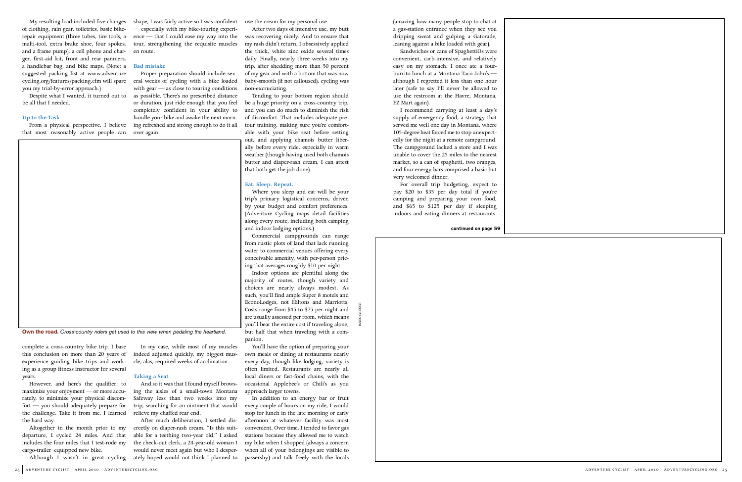My resulting load included five changes of clothing, rain gear, toiletries, basic bike-repair equipment (three tubes, tire tools, a multi-tool, extra brake shoe, four spokes, and a frame pump), a cell phone and charger, first-aid kit, front and rear panniers, a handlebar bag, and bike maps. (Note: a suggested packing list at www.adventurecycling.org/features/packing.cfm will spare you my trial-by-error approach.)

Despite what I wanted, it turned out to be all that I needed.

### Up to the Task

From a physical perspective, I believe that most reasonably active people can complete a cross-country bike trip. I base this conclusion on more than 20 years of experience guiding bike trips and working as a group fitness instructor for several years.

However, and here's the qualifier: to maximize your enjoyment — or more accurately, to minimize your physical discomfort — you should adequately prepare for the challenge. Take it from me, I learned the hard way.

Altogether in the month prior to my departure, I cycled 24 miles. And that includes the four miles that I test-rode my cargo-trailer–equipped new bike.

Although I wasn't in great cycling shape, I was fairly active so I was confident — especially with my bike-touring experience — that I could ease my way into the tour, strengthening the requisite muscles en route.

### Bad mistake

Proper preparation should include several weeks of cycling with a bike loaded with gear — as close to touring conditions as possible. There's no prescribed distance or duration; just ride enough that you feel completely confident in your ability to handle your bike and awake the next morning refreshed and strong enough to do it all over again.

**Own the road.** *Cross-country riders get used to this view when pedaling the heartland.*

In my case, while most of my muscles indeed adjusted quickly, my biggest muscle, alas, required weeks of acclimation.

### Taking a Seat

And so it was that I found myself browsing the aisles of a small-town Montana Safeway less than two weeks into my trip, searching for an ointment that would relieve my chaffed rear end.

After much deliberation, I settled discreetly on diaper-rash cream. "Is this suitable for a teething two-year old," I asked the check-out clerk, a 24-year-old woman I would never meet again but who I desperately hoped would not think I planned to use the cream for my personal use.

After two days of intensive use, my butt was recovering nicely. And to ensure that my rash didn't return, I obsessively applied the thick, white zinc oxide several times daily. Finally, nearly three weeks into my trip, after shedding more than 50 percent of my gear and with a bottom that was now baby-smooth (if not calloused), cycling was non-excruciating.

Tending to your bottom region should be a huge priority on a cross-country trip, and you can do much to diminish the risk of discomfort. That includes adequate pretour training, making sure you're comfortable with your bike seat before setting out, and applying chamois butter liberally before every ride, especially in warm weather (though having used both chamois butter and diaper-rash cream, I can attest that both get the job done).

### Eat. Sleep. Repeat.

Where you sleep and eat will be your trip's primary logistical concerns, driven by your budget and comfort preferences. (Adventure Cycling maps detail facilities along every route, including both camping and indoor lodging options.)

Commercial campgrounds can range from rustic plots of land that lack running water to commercial venues offering every conceivable amenity, with per-person pricing that averages roughly $10 per night.

Indoor options are plentiful along the majority of routes, though variety and choices are nearly always modest. As such, you'll find ample Super 8 motels and EconoLodges, not Hiltons and Marriotts. Costs range from $45 to $75 per night and are usually assessed per room, which means you'll bear the entire cost if traveling alone, but half that when traveling with a companion.

You'll have the option of preparing your own meals or dining at restaurants nearly every day, though like lodging, variety is often limited. Restaurants are nearly all local diners or fast-food chains, with the occasional Applebee's or Chili's as you approach larger towns.

In addition to an energy bar or fruit every couple of hours on my ride, I would stop for lunch in the late morning or early afternoon at whatever facility was most convenient. Over time, I tended to favor gas stations because they allowed me to watch my bike when I shopped (always a concern when all of your belongings are visible to passersby) and talk freely with the locals (amazing how many people stop to chat at a gas-station entrance when they see you dripping sweat and gulping a Gatorade, leaning against a bike loaded with gear).

Sandwiches or cans of SpaghettiOs were convenient, carb-intensive, and relatively easy on my stomach. I once ate a four-burrito lunch at a Montana Taco John's — although I regretted it less than one hour later (safe to say I'll never be allowed to use the restroom at the Havre, Montana, EZ Mart again).

I recommend carrying at least a day's supply of emergency food, a strategy that served me well one day in Montana, where 105-degree heat forced me to stop unexpectedly for the night at a remote campground. The campground lacked a store and I was unable to cover the 25 miles to the nearest market, so a can of spaghetti, two oranges, and four energy bars comprised a basic but very welcomed dinner.

For overall trip budgeting, expect to pay $20 to $35 per day total if you're camping and preparing your own food, and $65 to $125 per day if sleeping indoors and eating dinners at restaurants.

**continued on page 59**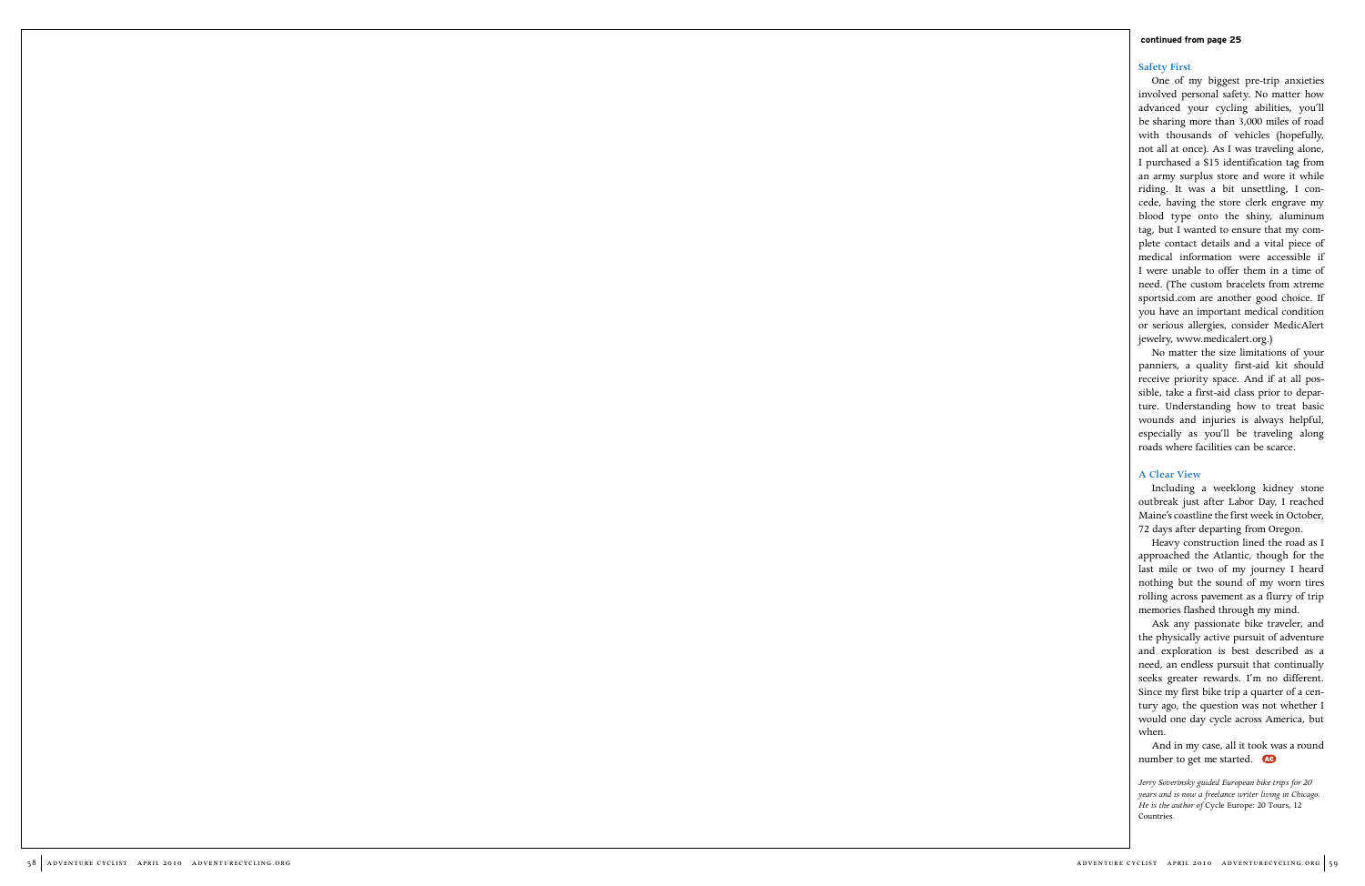**continued from page 25**

## Safety First

One of my biggest pre-trip anxieties involved personal safety. No matter how advanced your cycling abilities, you'll be sharing more than 3,000 miles of road with thousands of vehicles (hopefully, not all at once). As I was traveling alone, I purchased a $15 identification tag from an army surplus store and wore it while riding. It was a bit unsettling, I concede, having the store clerk engrave my blood type onto the shiny, aluminum tag, but I wanted to ensure that my complete contact details and a vital piece of medical information were accessible if I were unable to offer them in a time of need. (The custom bracelets from xtremesportsid.com are another good choice. If you have an important medical condition or serious allergies, consider MedicAlert jewelry, www.medicalert.org.)

No matter the size limitations of your panniers, a quality first-aid kit should receive priority space. And if at all possible, take a first-aid class prior to departure. Understanding how to treat basic wounds and injuries is always helpful, especially as you'll be traveling along roads where facilities can be scarce.

## A Clear View

Including a weeklong kidney stone outbreak just after Labor Day, I reached Maine's coastline the first week in October, 72 days after departing from Oregon.

Heavy construction lined the road as I approached the Atlantic, though for the last mile or two of my journey I heard nothing but the sound of my worn tires rolling across pavement as a flurry of trip memories flashed through my mind.

Ask any passionate bike traveler, and the physically active pursuit of adventure and exploration is best described as a need, an endless pursuit that continually seeks greater rewards. I'm no different. Since my first bike trip a quarter of a century ago, the question was not whether I would one day cycle across America, but when.

And in my case, all it took was a round number to get me started.

*Jerry Soverinsky guided European bike trips for 20 years and is now a freelance writer living in Chicago. He is the author of* Cycle Europe: 20 Tours, 12 Countries.